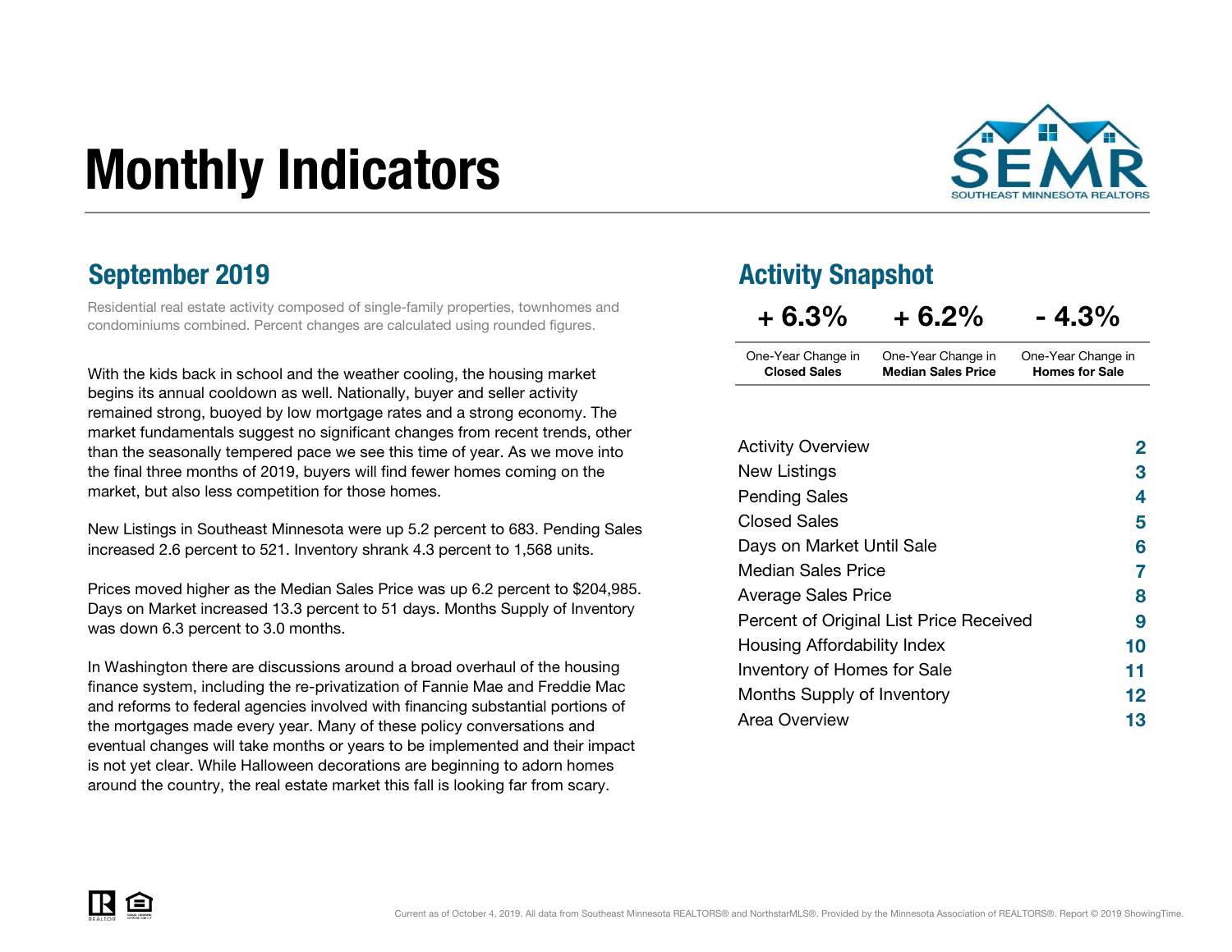# Monthly Indicators

SEMR — SOUTHEAST MINNESOTA REALTORS

## September 2019

Residential real estate activity composed of single-family properties, townhomes and condominiums combined. Percent changes are calculated using rounded figures.

With the kids back in school and the weather cooling, the housing market begins its annual cooldown as well. Nationally, buyer and seller activity remained strong, buoyed by low mortgage rates and a strong economy. The market fundamentals suggest no significant changes from recent trends, other than the seasonally tempered pace we see this time of year. As we move into the final three months of 2019, buyers will find fewer homes coming on the market, but also less competition for those homes.

New Listings in Southeast Minnesota were up 5.2 percent to 683. Pending Sales increased 2.6 percent to 521. Inventory shrank 4.3 percent to 1,568 units.

Prices moved higher as the Median Sales Price was up 6.2 percent to $204,985. Days on Market increased 13.3 percent to 51 days. Months Supply of Inventory was down 6.3 percent to 3.0 months.

In Washington there are discussions around a broad overhaul of the housing finance system, including the re-privatization of Fannie Mae and Freddie Mac and reforms to federal agencies involved with financing substantial portions of the mortgages made every year. Many of these policy conversations and eventual changes will take months or years to be implemented and their impact is not yet clear. While Halloween decorations are beginning to adorn homes around the country, the real estate market this fall is looking far from scary.

## Activity Snapshot

| + 6.3% | + 6.2% | - 4.3% |
|---|---|---|
| One-Year Change in **Closed Sales** | One-Year Change in **Median Sales Price** | One-Year Change in **Homes for Sale** |

| | |
|---|---|
| Activity Overview | 2 |
| New Listings | 3 |
| Pending Sales | 4 |
| Closed Sales | 5 |
| Days on Market Until Sale | 6 |
| Median Sales Price | 7 |
| Average Sales Price | 8 |
| Percent of Original List Price Received | 9 |
| Housing Affordability Index | 10 |
| Inventory of Homes for Sale | 11 |
| Months Supply of Inventory | 12 |
| Area Overview | 13 |

Current as of October 4, 2019. All data from Southeast Minnesota REALTORS® and NorthstarMLS®. Provided by the Minnesota Association of REALTORS®. Report © 2019 ShowingTime.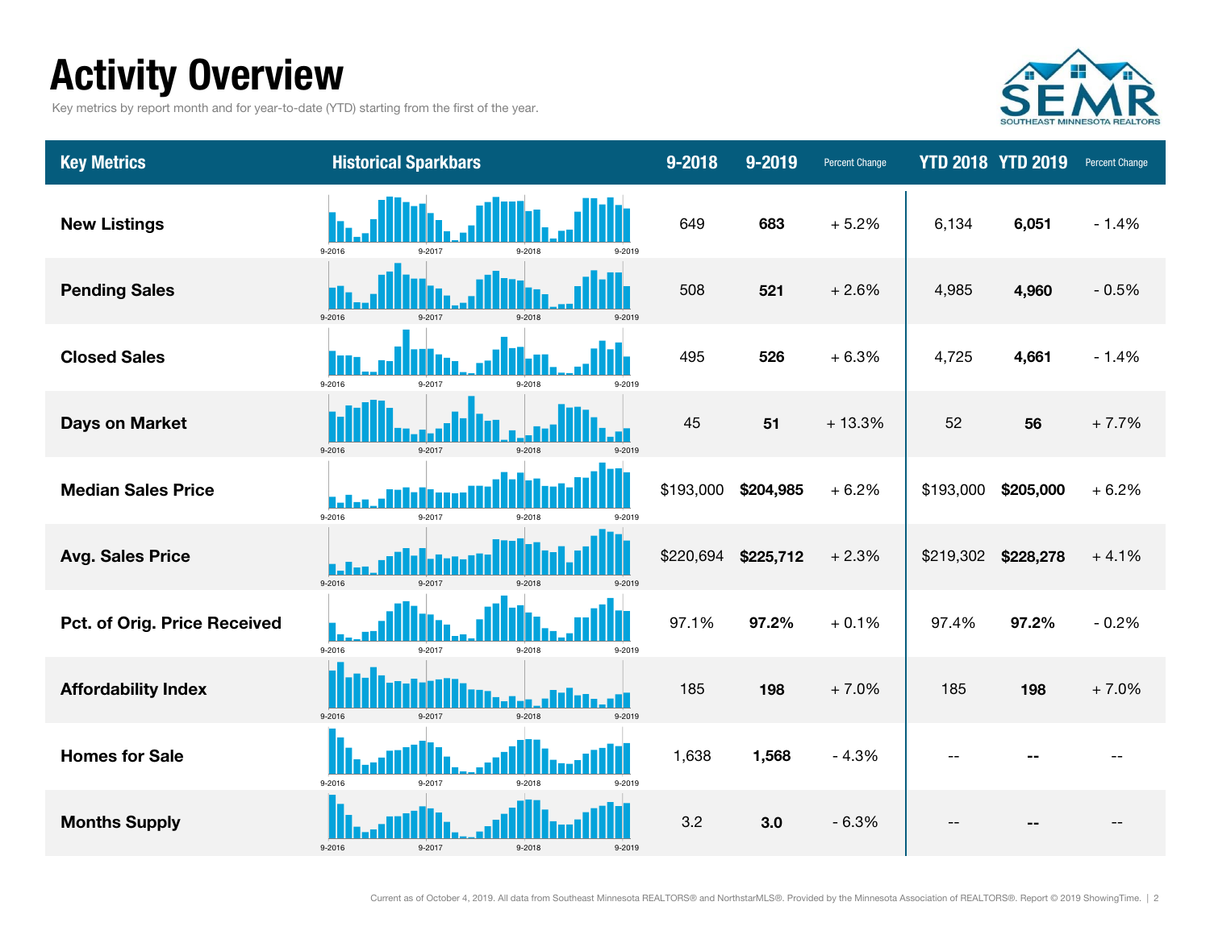# Activity Overview

Key metrics by report month and for year-to-date (YTD) starting from the first of the year.

SEMR SOUTHEAST MINNESOTA REALTORS

| Key Metrics | Historical Sparkbars | 9-2018 | 9-2019 | Percent Change | YTD 2018 | YTD 2019 | Percent Change |
|---|---|---|---|---|---|---|---|
| New Listings | 9-2016 9-2017 9-2018 9-2019 | 649 | **683** | + 5.2% | 6,134 | **6,051** | - 1.4% |
| Pending Sales | 9-2016 9-2017 9-2018 9-2019 | 508 | **521** | + 2.6% | 4,985 | **4,960** | - 0.5% |
| Closed Sales | 9-2016 9-2017 9-2018 9-2019 | 495 | **526** | + 6.3% | 4,725 | **4,661** | - 1.4% |
| Days on Market | 9-2016 9-2017 9-2018 9-2019 | 45 | **51** | + 13.3% | 52 | **56** | + 7.7% |
| Median Sales Price | 9-2016 9-2017 9-2018 9-2019 | $193,000 | **$204,985** | + 6.2% | $193,000 | **$205,000** | + 6.2% |
| Avg. Sales Price | 9-2016 9-2017 9-2018 9-2019 | $220,694 | **$225,712** | + 2.3% | $219,302 | **$228,278** | + 4.1% |
| Pct. of Orig. Price Received | 9-2016 9-2017 9-2018 9-2019 | 97.1% | **97.2%** | + 0.1% | 97.4% | **97.2%** | - 0.2% |
| Affordability Index | 9-2016 9-2017 9-2018 9-2019 | 185 | **198** | + 7.0% | 185 | **198** | + 7.0% |
| Homes for Sale | 9-2016 9-2017 9-2018 9-2019 | 1,638 | **1,568** | - 4.3% | -- | **--** | -- |
| Months Supply | 9-2016 9-2017 9-2018 9-2019 | 3.2 | **3.0** | - 6.3% | -- | **--** | -- |

Current as of October 4, 2019. All data from Southeast Minnesota REALTORS® and NorthstarMLS®. Provided by the Minnesota Association of REALTORS®. Report © 2019 ShowingTime.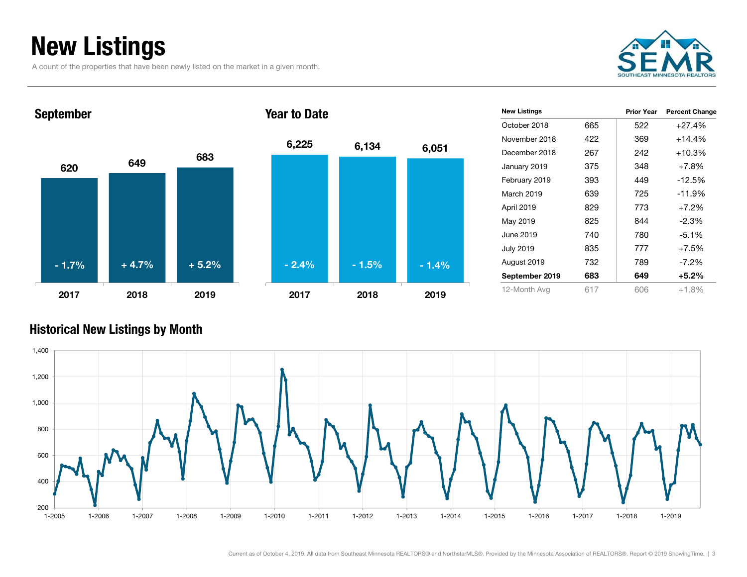# New Listings

A count of the properties that have been newly listed on the market in a given month.

## September

| | 2017 | 2018 | 2019 |
|---|---|---|---|
| New Listings | 620 | 649 | 683 |
| Change | - 1.7% | + 4.7% | + 5.2% |

## Year to Date

| | 2017 | 2018 | 2019 |
|---|---|---|---|
| New Listings | 6,225 | 6,134 | 6,051 |
| Change | - 2.4% | - 1.5% | - 1.4% |

| New Listings | | Prior Year | Percent Change |
|---|---|---|---|
| October 2018 | 665 | 522 | +27.4% |
| November 2018 | 422 | 369 | +14.4% |
| December 2018 | 267 | 242 | +10.3% |
| January 2019 | 375 | 348 | +7.8% |
| February 2019 | 393 | 449 | -12.5% |
| March 2019 | 639 | 725 | -11.9% |
| April 2019 | 829 | 773 | +7.2% |
| May 2019 | 825 | 844 | -2.3% |
| June 2019 | 740 | 780 | -5.1% |
| July 2019 | 835 | 777 | +7.5% |
| August 2019 | 732 | 789 | -7.2% |
| **September 2019** | **683** | **649** | **+5.2%** |
| 12-Month Avg | 617 | 606 | +1.8% |

## Historical New Listings by Month

Current as of October 4, 2019. All data from Southeast Minnesota REALTORS® and NorthstarMLS®. Provided by the Minnesota Association of REALTORS®. Report © 2019 ShowingTime.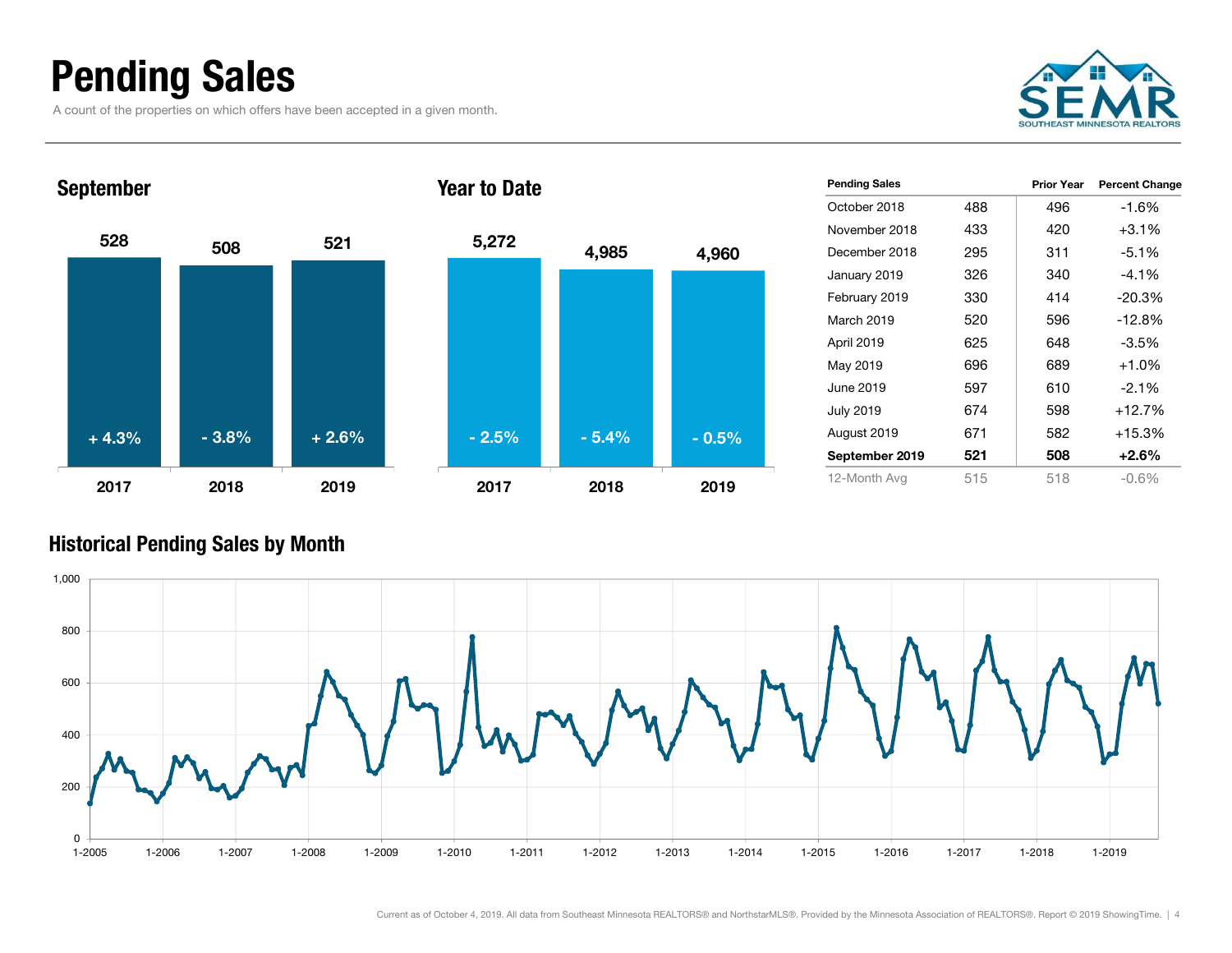# Pending Sales

A count of the properties on which offers have been accepted in a given month.

### September

| | 2017 | 2018 | 2019 |
|---|---|---|---|
| Pending Sales | 528 | 508 | 521 |
| Change | + 4.3% | - 3.8% | + 2.6% |

### Year to Date

| | 2017 | 2018 | 2019 |
|---|---|---|---|
| Pending Sales | 5,272 | 4,985 | 4,960 |
| Change | - 2.5% | - 5.4% | - 0.5% |

| Pending Sales | | Prior Year | Percent Change |
|---|---|---|---|
| October 2018 | 488 | 496 | -1.6% |
| November 2018 | 433 | 420 | +3.1% |
| December 2018 | 295 | 311 | -5.1% |
| January 2019 | 326 | 340 | -4.1% |
| February 2019 | 330 | 414 | -20.3% |
| March 2019 | 520 | 596 | -12.8% |
| April 2019 | 625 | 648 | -3.5% |
| May 2019 | 696 | 689 | +1.0% |
| June 2019 | 597 | 610 | -2.1% |
| July 2019 | 674 | 598 | +12.7% |
| August 2019 | 671 | 582 | +15.3% |
| **September 2019** | **521** | **508** | **+2.6%** |
| 12-Month Avg | 515 | 518 | -0.6% |

### Historical Pending Sales by Month

Current as of October 4, 2019. All data from Southeast Minnesota REALTORS® and NorthstarMLS®. Provided by the Minnesota Association of REALTORS®. Report © 2019 ShowingTime.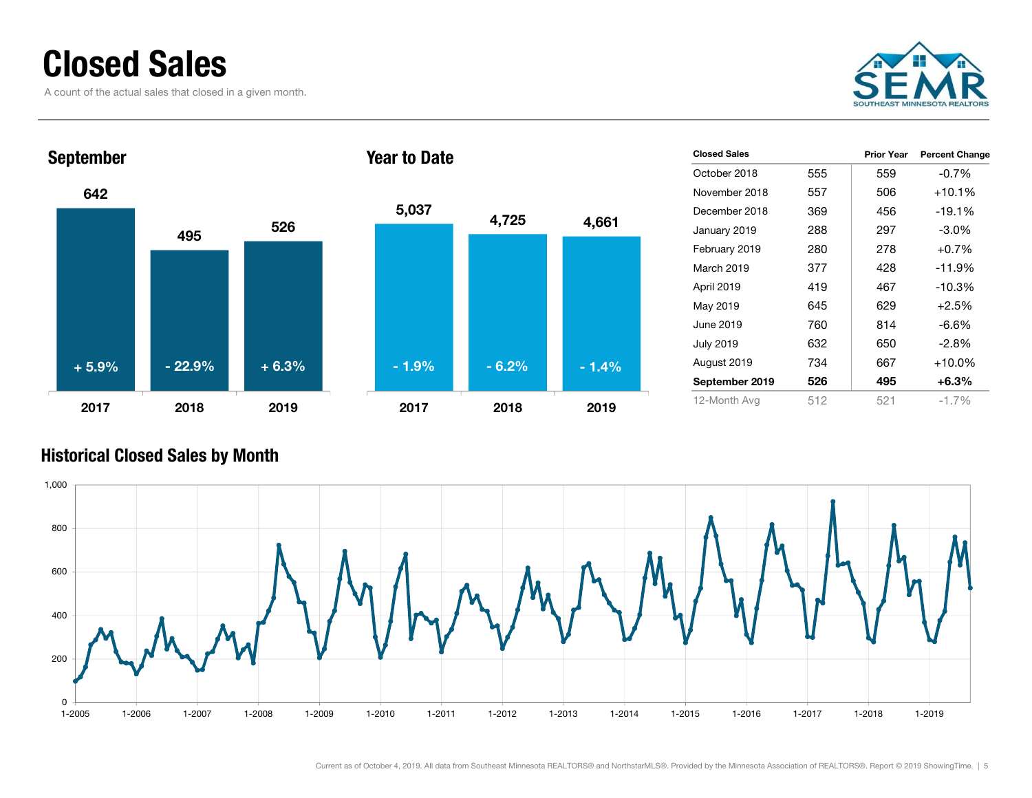# Closed Sales

A count of the actual sales that closed in a given month.

## September

| Year | Closed Sales | Change |
|---|---|---|
| 2017 | 642 | + 5.9% |
| 2018 | 495 | - 22.9% |
| 2019 | 526 | + 6.3% |

## Year to Date

| Year | Closed Sales | Change |
|---|---|---|
| 2017 | 5,037 | - 1.9% |
| 2018 | 4,725 | - 6.2% |
| 2019 | 4,661 | - 1.4% |

| Closed Sales | | Prior Year | Percent Change |
|---|---|---|---|
| October 2018 | 555 | 559 | -0.7% |
| November 2018 | 557 | 506 | +10.1% |
| December 2018 | 369 | 456 | -19.1% |
| January 2019 | 288 | 297 | -3.0% |
| February 2019 | 280 | 278 | +0.7% |
| March 2019 | 377 | 428 | -11.9% |
| April 2019 | 419 | 467 | -10.3% |
| May 2019 | 645 | 629 | +2.5% |
| June 2019 | 760 | 814 | -6.6% |
| July 2019 | 632 | 650 | -2.8% |
| August 2019 | 734 | 667 | +10.0% |
| **September 2019** | **526** | **495** | **+6.3%** |
| 12-Month Avg | 512 | 521 | -1.7% |

## Historical Closed Sales by Month

Current as of October 4, 2019. All data from Southeast Minnesota REALTORS® and NorthstarMLS®. Provided by the Minnesota Association of REALTORS®. Report © 2019 ShowingTime.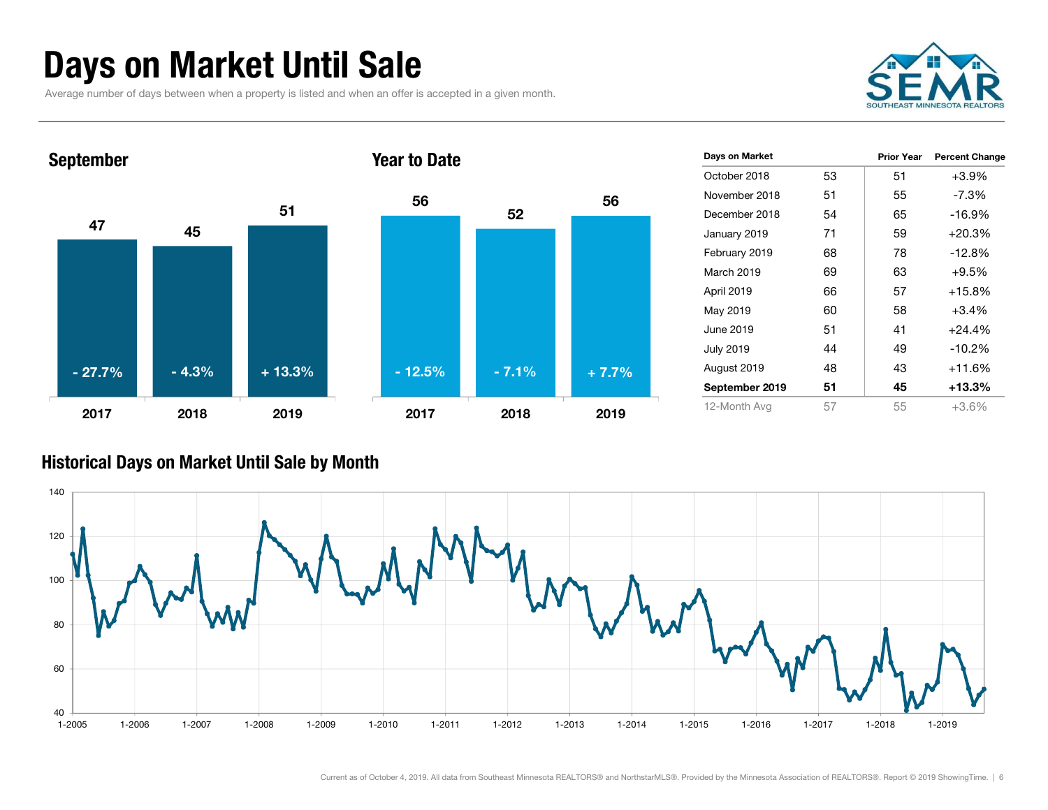# Days on Market Until Sale

Average number of days between when a property is listed and when an offer is accepted in a given month.

## September

| | 2017 | 2018 | 2019 |
|---|---|---|---|
| Days | 47 | 45 | 51 |
| Change | - 27.7% | - 4.3% | + 13.3% |

## Year to Date

| | 2017 | 2018 | 2019 |
|---|---|---|---|
| Days | 56 | 52 | 56 |
| Change | - 12.5% | - 7.1% | + 7.7% |

| Days on Market | | Prior Year | Percent Change |
|---|---|---|---|
| October 2018 | 53 | 51 | +3.9% |
| November 2018 | 51 | 55 | -7.3% |
| December 2018 | 54 | 65 | -16.9% |
| January 2019 | 71 | 59 | +20.3% |
| February 2019 | 68 | 78 | -12.8% |
| March 2019 | 69 | 63 | +9.5% |
| April 2019 | 66 | 57 | +15.8% |
| May 2019 | 60 | 58 | +3.4% |
| June 2019 | 51 | 41 | +24.4% |
| July 2019 | 44 | 49 | -10.2% |
| August 2019 | 48 | 43 | +11.6% |
| **September 2019** | **51** | **45** | **+13.3%** |
| 12-Month Avg | 57 | 55 | +3.6% |

## Historical Days on Market Until Sale by Month

Current as of October 4, 2019. All data from Southeast Minnesota REALTORS® and NorthstarMLS®. Provided by the Minnesota Association of REALTORS®. Report © 2019 ShowingTime.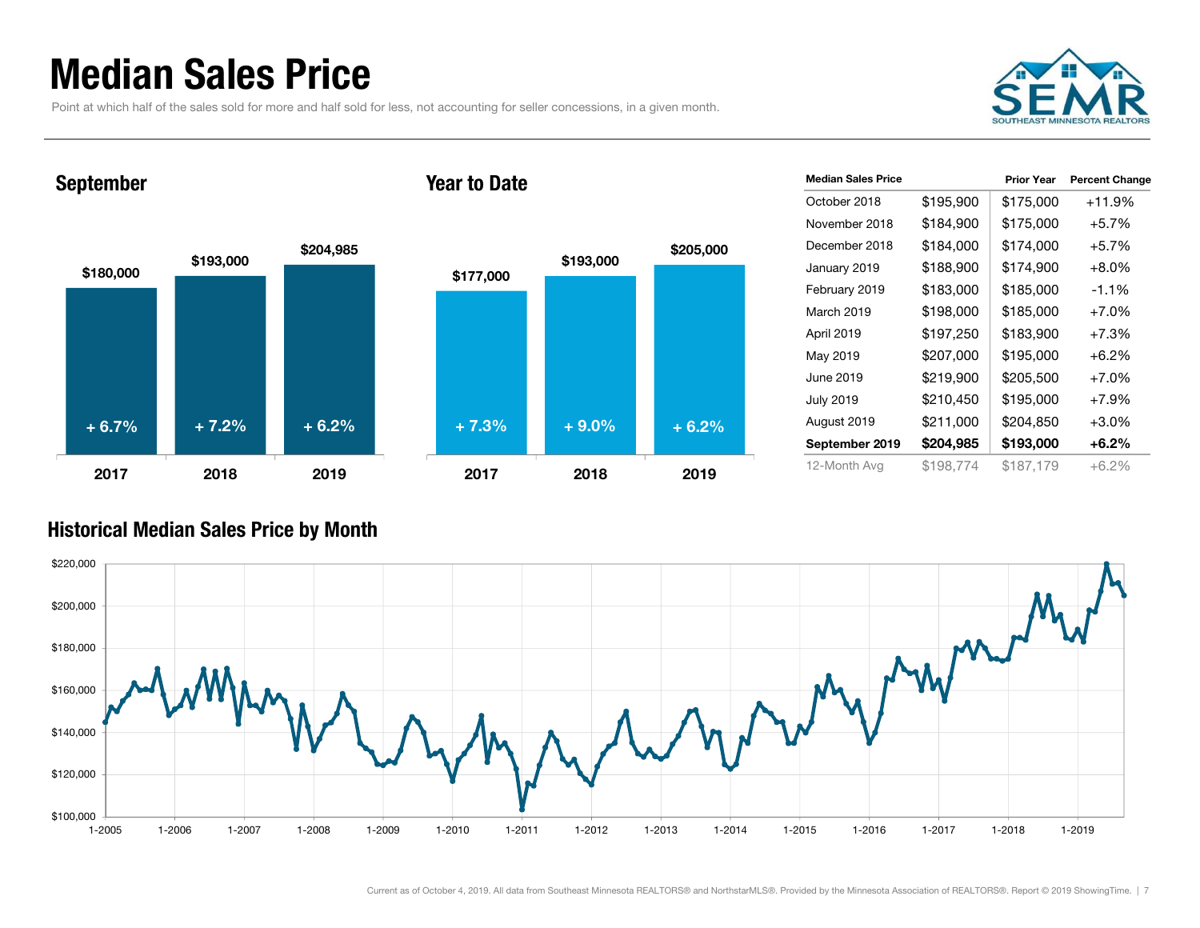# Median Sales Price

Point at which half of the sales sold for more and half sold for less, not accounting for seller concessions, in a given month.

## September

| | 2017 | 2018 | 2019 |
|---|---|---|---|
| Median Sales Price | $180,000 | $193,000 | $204,985 |
| Change | + 6.7% | + 7.2% | + 6.2% |

## Year to Date

| | 2017 | 2018 | 2019 |
|---|---|---|---|
| Median Sales Price | $177,000 | $193,000 | $205,000 |
| Change | + 7.3% | + 9.0% | + 6.2% |

| Median Sales Price | | Prior Year | Percent Change |
|---|---|---|---|
| October 2018 | $195,900 | $175,000 | +11.9% |
| November 2018 | $184,900 | $175,000 | +5.7% |
| December 2018 | $184,000 | $174,000 | +5.7% |
| January 2019 | $188,900 | $174,900 | +8.0% |
| February 2019 | $183,000 | $185,000 | -1.1% |
| March 2019 | $198,000 | $185,000 | +7.0% |
| April 2019 | $197,250 | $183,900 | +7.3% |
| May 2019 | $207,000 | $195,000 | +6.2% |
| June 2019 | $219,900 | $205,500 | +7.0% |
| July 2019 | $210,450 | $195,000 | +7.9% |
| August 2019 | $211,000 | $204,850 | +3.0% |
| **September 2019** | **$204,985** | **$193,000** | **+6.2%** |
| 12-Month Avg | $198,774 | $187,179 | +6.2% |

## Historical Median Sales Price by Month

Current as of October 4, 2019. All data from Southeast Minnesota REALTORS® and NorthstarMLS®. Provided by the Minnesota Association of REALTORS®. Report © 2019 ShowingTime.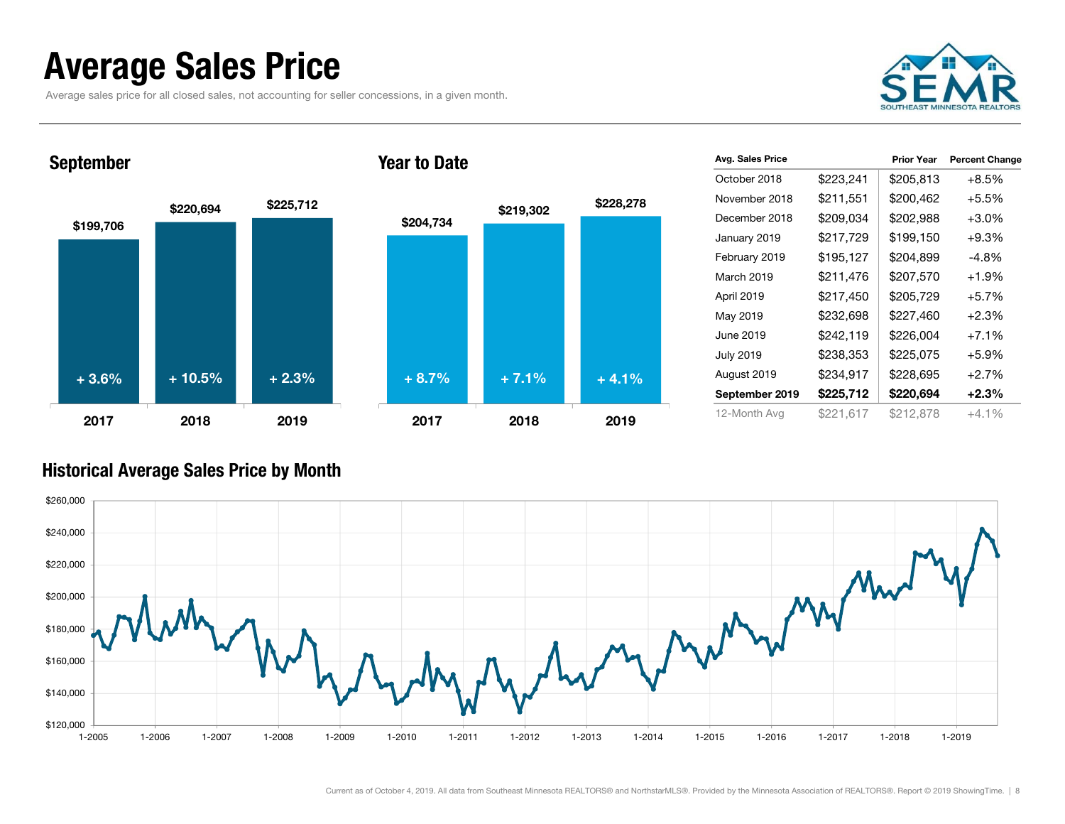# Average Sales Price

Average sales price for all closed sales, not accounting for seller concessions, in a given month.

SEMR SOUTHEAST MINNESOTA REALTORS

## September

| | 2017 | 2018 | 2019 |
|---|---|---|---|
| Avg. Sales Price | $199,706 | $220,694 | $225,712 |
| Change | + 3.6% | + 10.5% | + 2.3% |

## Year to Date

| | 2017 | 2018 | 2019 |
|---|---|---|---|
| Avg. Sales Price | $204,734 | $219,302 | $228,278 |
| Change | + 8.7% | + 7.1% | + 4.1% |

| Avg. Sales Price | | Prior Year | Percent Change |
|---|---|---|---|
| October 2018 | $223,241 | $205,813 | +8.5% |
| November 2018 | $211,551 | $200,462 | +5.5% |
| December 2018 | $209,034 | $202,988 | +3.0% |
| January 2019 | $217,729 | $199,150 | +9.3% |
| February 2019 | $195,127 | $204,899 | -4.8% |
| March 2019 | $211,476 | $207,570 | +1.9% |
| April 2019 | $217,450 | $205,729 | +5.7% |
| May 2019 | $232,698 | $227,460 | +2.3% |
| June 2019 | $242,119 | $226,004 | +7.1% |
| July 2019 | $238,353 | $225,075 | +5.9% |
| August 2019 | $234,917 | $228,695 | +2.7% |
| **September 2019** | **$225,712** | **$220,694** | **+2.3%** |
| 12-Month Avg | $221,617 | $212,878 | +4.1% |

## Historical Average Sales Price by Month

Current as of October 4, 2019. All data from Southeast Minnesota REALTORS® and NorthstarMLS®. Provided by the Minnesota Association of REALTORS®. Report © 2019 ShowingTime.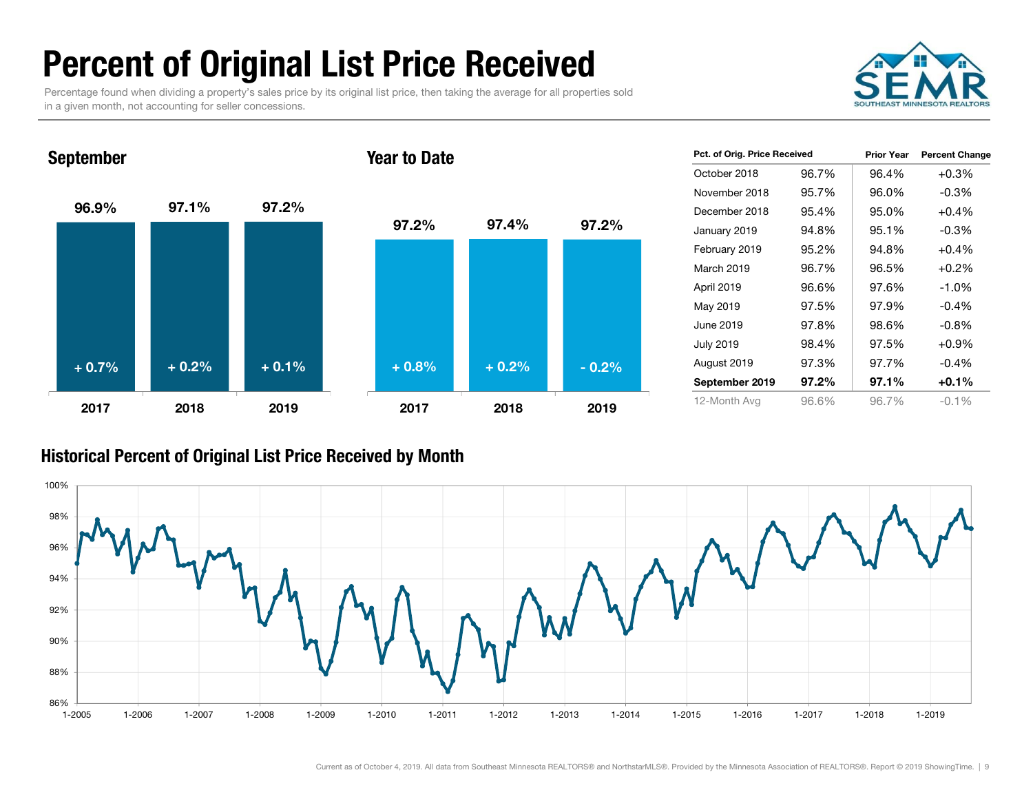# Percent of Original List Price Received

Percentage found when dividing a property's sales price by its original list price, then taking the average for all properties sold in a given month, not accounting for seller concessions.

SEMR
SOUTHEAST MINNESOTA REALTORS

## September

| | 2017 | 2018 | 2019 |
|---|---|---|---|
| Percent | 96.9% | 97.1% | 97.2% |
| Change | + 0.7% | + 0.2% | + 0.1% |

## Year to Date

| | 2017 | 2018 | 2019 |
|---|---|---|---|
| Percent | 97.2% | 97.4% | 97.2% |
| Change | + 0.8% | + 0.2% | - 0.2% |

| Pct. of Orig. Price Received | | Prior Year | Percent Change |
|---|---|---|---|
| October 2018 | 96.7% | 96.4% | +0.3% |
| November 2018 | 95.7% | 96.0% | -0.3% |
| December 2018 | 95.4% | 95.0% | +0.4% |
| January 2019 | 94.8% | 95.1% | -0.3% |
| February 2019 | 95.2% | 94.8% | +0.4% |
| March 2019 | 96.7% | 96.5% | +0.2% |
| April 2019 | 96.6% | 97.6% | -1.0% |
| May 2019 | 97.5% | 97.9% | -0.4% |
| June 2019 | 97.8% | 98.6% | -0.8% |
| July 2019 | 98.4% | 97.5% | +0.9% |
| August 2019 | 97.3% | 97.7% | -0.4% |
| **September 2019** | **97.2%** | **97.1%** | **+0.1%** |
| 12-Month Avg | 96.6% | 96.7% | -0.1% |

## Historical Percent of Original List Price Received by Month

Current as of October 4, 2019. All data from Southeast Minnesota REALTORS® and NorthstarMLS®. Provided by the Minnesota Association of REALTORS®. Report © 2019 ShowingTime.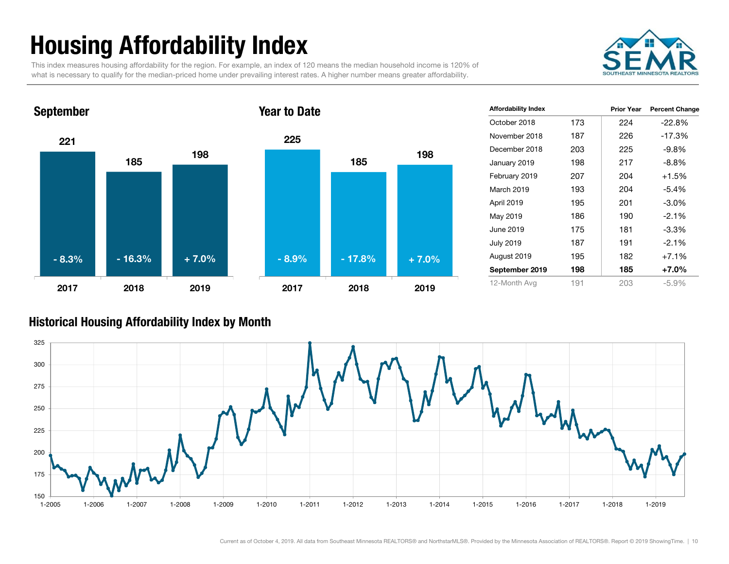# Housing Affordability Index

This index measures housing affordability for the region. For example, an index of 120 means the median household income is 120% of what is necessary to qualify for the median-priced home under prevailing interest rates. A higher number means greater affordability.

## September

| | 2017 | 2018 | 2019 |
|---|---|---|---|
| Index | 221 | 185 | 198 |
| Percent Change | - 8.3% | - 16.3% | + 7.0% |

## Year to Date

| | 2017 | 2018 | 2019 |
|---|---|---|---|
| Index | 225 | 185 | 198 |
| Percent Change | - 8.9% | - 17.8% | + 7.0% |

| Affordability Index | | Prior Year | Percent Change |
|---|---|---|---|
| October 2018 | 173 | 224 | -22.8% |
| November 2018 | 187 | 226 | -17.3% |
| December 2018 | 203 | 225 | -9.8% |
| January 2019 | 198 | 217 | -8.8% |
| February 2019 | 207 | 204 | +1.5% |
| March 2019 | 193 | 204 | -5.4% |
| April 2019 | 195 | 201 | -3.0% |
| May 2019 | 186 | 190 | -2.1% |
| June 2019 | 175 | 181 | -3.3% |
| July 2019 | 187 | 191 | -2.1% |
| August 2019 | 195 | 182 | +7.1% |
| **September 2019** | **198** | **185** | **+7.0%** |
| 12-Month Avg | 191 | 203 | -5.9% |

## Historical Housing Affordability Index by Month

Current as of October 4, 2019. All data from Southeast Minnesota REALTORS® and NorthstarMLS®. Provided by the Minnesota Association of REALTORS®. Report © 2019 ShowingTime.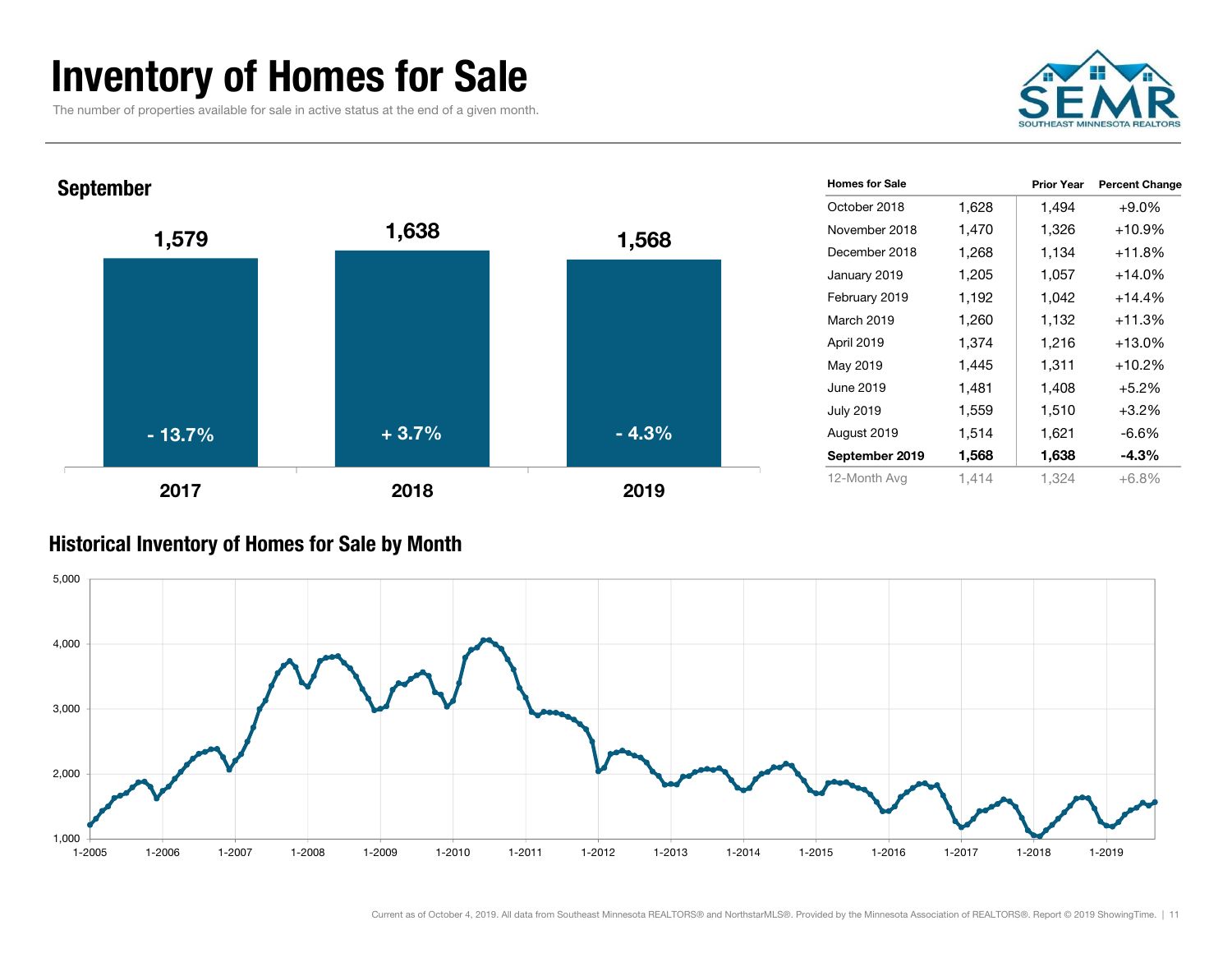# Inventory of Homes for Sale

The number of properties available for sale in active status at the end of a given month.

## September

| | 2017 | 2018 | 2019 |
|---|---|---|---|
| Homes for Sale | 1,579 | 1,638 | 1,568 |
| Change | - 13.7% | + 3.7% | - 4.3% |

| Homes for Sale | | Prior Year | Percent Change |
|---|---|---|---|
| October 2018 | 1,628 | 1,494 | +9.0% |
| November 2018 | 1,470 | 1,326 | +10.9% |
| December 2018 | 1,268 | 1,134 | +11.8% |
| January 2019 | 1,205 | 1,057 | +14.0% |
| February 2019 | 1,192 | 1,042 | +14.4% |
| March 2019 | 1,260 | 1,132 | +11.3% |
| April 2019 | 1,374 | 1,216 | +13.0% |
| May 2019 | 1,445 | 1,311 | +10.2% |
| June 2019 | 1,481 | 1,408 | +5.2% |
| July 2019 | 1,559 | 1,510 | +3.2% |
| August 2019 | 1,514 | 1,621 | -6.6% |
| **September 2019** | **1,568** | **1,638** | **-4.3%** |
| 12-Month Avg | 1,414 | 1,324 | +6.8% |

## Historical Inventory of Homes for Sale by Month

Current as of October 4, 2019. All data from Southeast Minnesota REALTORS® and NorthstarMLS®. Provided by the Minnesota Association of REALTORS®. Report © 2019 ShowingTime.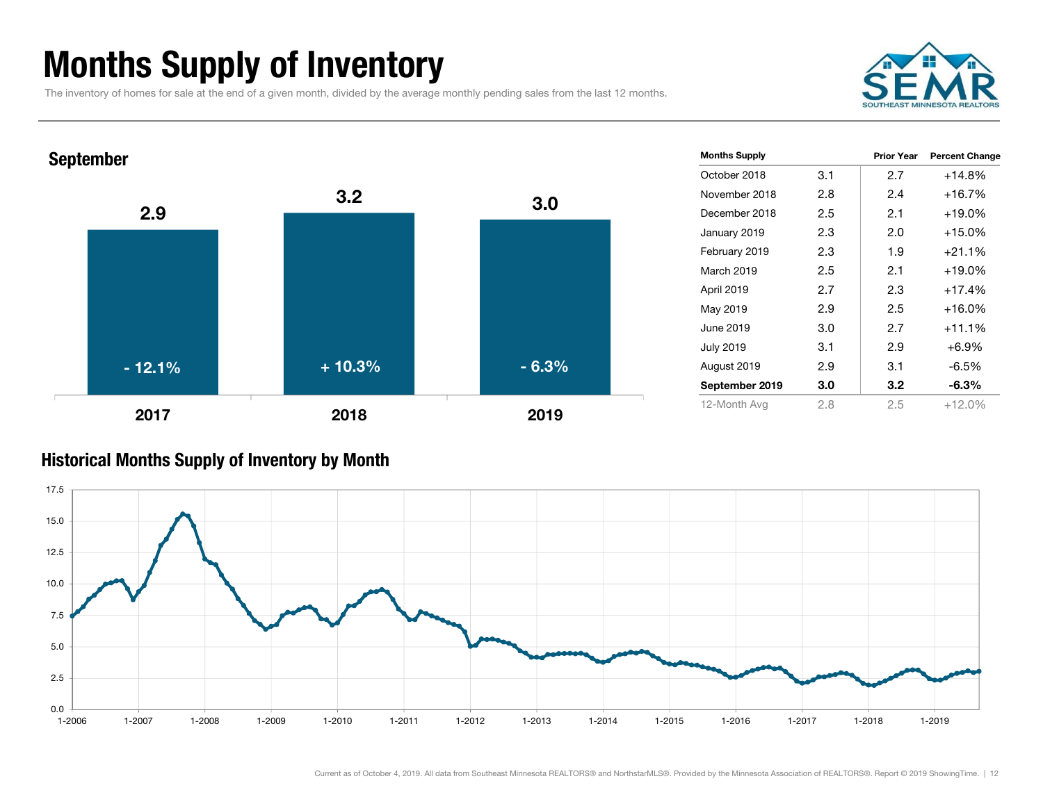# Months Supply of Inventory

The inventory of homes for sale at the end of a given month, divided by the average monthly pending sales from the last 12 months.

## September

| Year | Months Supply | Change |
|---|---|---|
| 2017 | 2.9 | - 12.1% |
| 2018 | 3.2 | + 10.3% |
| 2019 | 3.0 | - 6.3% |

| Months Supply | | Prior Year | Percent Change |
|---|---|---|---|
| October 2018 | 3.1 | 2.7 | +14.8% |
| November 2018 | 2.8 | 2.4 | +16.7% |
| December 2018 | 2.5 | 2.1 | +19.0% |
| January 2019 | 2.3 | 2.0 | +15.0% |
| February 2019 | 2.3 | 1.9 | +21.1% |
| March 2019 | 2.5 | 2.1 | +19.0% |
| April 2019 | 2.7 | 2.3 | +17.4% |
| May 2019 | 2.9 | 2.5 | +16.0% |
| June 2019 | 3.0 | 2.7 | +11.1% |
| July 2019 | 3.1 | 2.9 | +6.9% |
| August 2019 | 2.9 | 3.1 | -6.5% |
| **September 2019** | **3.0** | **3.2** | **-6.3%** |
| 12-Month Avg | 2.8 | 2.5 | +12.0% |

## Historical Months Supply of Inventory by Month

Current as of October 4, 2019. All data from Southeast Minnesota REALTORS® and NorthstarMLS®. Provided by the Minnesota Association of REALTORS®. Report © 2019 ShowingTime.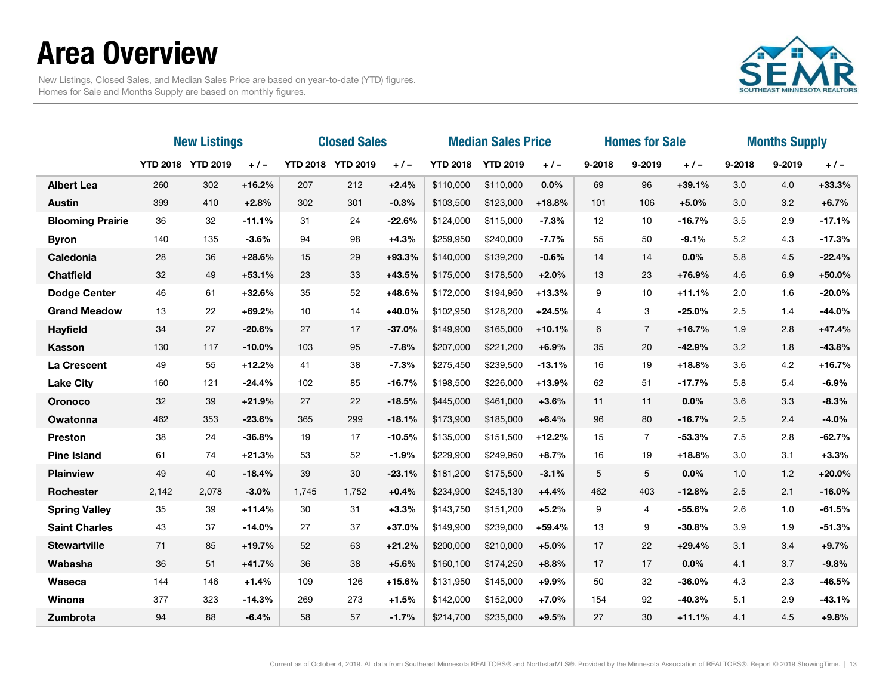# Area Overview

New Listings, Closed Sales, and Median Sales Price are based on year-to-date (YTD) figures.
Homes for Sale and Months Supply are based on monthly figures.

| | New Listings | | | Closed Sales | | | Median Sales Price | | | Homes for Sale | | | Months Supply | | |
|---|---|---|---|---|---|---|---|---|---|---|---|---|---|---|---|
| | YTD 2018 | YTD 2019 | + / – | YTD 2018 | YTD 2019 | + / – | YTD 2018 | YTD 2019 | + / – | 9-2018 | 9-2019 | + / – | 9-2018 | 9-2019 | + / – |
| **Albert Lea** | 260 | 302 | +16.2% | 207 | 212 | +2.4% | $110,000 | $110,000 | 0.0% | 69 | 96 | +39.1% | 3.0 | 4.0 | +33.3% |
| **Austin** | 399 | 410 | +2.8% | 302 | 301 | -0.3% | $103,500 | $123,000 | +18.8% | 101 | 106 | +5.0% | 3.0 | 3.2 | +6.7% |
| **Blooming Prairie** | 36 | 32 | -11.1% | 31 | 24 | -22.6% | $124,000 | $115,000 | -7.3% | 12 | 10 | -16.7% | 3.5 | 2.9 | -17.1% |
| **Byron** | 140 | 135 | -3.6% | 94 | 98 | +4.3% | $259,950 | $240,000 | -7.7% | 55 | 50 | -9.1% | 5.2 | 4.3 | -17.3% |
| **Caledonia** | 28 | 36 | +28.6% | 15 | 29 | +93.3% | $140,000 | $139,200 | -0.6% | 14 | 14 | 0.0% | 5.8 | 4.5 | -22.4% |
| **Chatfield** | 32 | 49 | +53.1% | 23 | 33 | +43.5% | $175,000 | $178,500 | +2.0% | 13 | 23 | +76.9% | 4.6 | 6.9 | +50.0% |
| **Dodge Center** | 46 | 61 | +32.6% | 35 | 52 | +48.6% | $172,000 | $194,950 | +13.3% | 9 | 10 | +11.1% | 2.0 | 1.6 | -20.0% |
| **Grand Meadow** | 13 | 22 | +69.2% | 10 | 14 | +40.0% | $102,950 | $128,200 | +24.5% | 4 | 3 | -25.0% | 2.5 | 1.4 | -44.0% |
| **Hayfield** | 34 | 27 | -20.6% | 27 | 17 | -37.0% | $149,900 | $165,000 | +10.1% | 6 | 7 | +16.7% | 1.9 | 2.8 | +47.4% |
| **Kasson** | 130 | 117 | -10.0% | 103 | 95 | -7.8% | $207,000 | $221,200 | +6.9% | 35 | 20 | -42.9% | 3.2 | 1.8 | -43.8% |
| **La Crescent** | 49 | 55 | +12.2% | 41 | 38 | -7.3% | $275,450 | $239,500 | -13.1% | 16 | 19 | +18.8% | 3.6 | 4.2 | +16.7% |
| **Lake City** | 160 | 121 | -24.4% | 102 | 85 | -16.7% | $198,500 | $226,000 | +13.9% | 62 | 51 | -17.7% | 5.8 | 5.4 | -6.9% |
| **Oronoco** | 32 | 39 | +21.9% | 27 | 22 | -18.5% | $445,000 | $461,000 | +3.6% | 11 | 11 | 0.0% | 3.6 | 3.3 | -8.3% |
| **Owatonna** | 462 | 353 | -23.6% | 365 | 299 | -18.1% | $173,900 | $185,000 | +6.4% | 96 | 80 | -16.7% | 2.5 | 2.4 | -4.0% |
| **Preston** | 38 | 24 | -36.8% | 19 | 17 | -10.5% | $135,000 | $151,500 | +12.2% | 15 | 7 | -53.3% | 7.5 | 2.8 | -62.7% |
| **Pine Island** | 61 | 74 | +21.3% | 53 | 52 | -1.9% | $229,900 | $249,950 | +8.7% | 16 | 19 | +18.8% | 3.0 | 3.1 | +3.3% |
| **Plainview** | 49 | 40 | -18.4% | 39 | 30 | -23.1% | $181,200 | $175,500 | -3.1% | 5 | 5 | 0.0% | 1.0 | 1.2 | +20.0% |
| **Rochester** | 2,142 | 2,078 | -3.0% | 1,745 | 1,752 | +0.4% | $234,900 | $245,130 | +4.4% | 462 | 403 | -12.8% | 2.5 | 2.1 | -16.0% |
| **Spring Valley** | 35 | 39 | +11.4% | 30 | 31 | +3.3% | $143,750 | $151,200 | +5.2% | 9 | 4 | -55.6% | 2.6 | 1.0 | -61.5% |
| **Saint Charles** | 43 | 37 | -14.0% | 27 | 37 | +37.0% | $149,900 | $239,000 | +59.4% | 13 | 9 | -30.8% | 3.9 | 1.9 | -51.3% |
| **Stewartville** | 71 | 85 | +19.7% | 52 | 63 | +21.2% | $200,000 | $210,000 | +5.0% | 17 | 22 | +29.4% | 3.1 | 3.4 | +9.7% |
| **Wabasha** | 36 | 51 | +41.7% | 36 | 38 | +5.6% | $160,100 | $174,250 | +8.8% | 17 | 17 | 0.0% | 4.1 | 3.7 | -9.8% |
| **Waseca** | 144 | 146 | +1.4% | 109 | 126 | +15.6% | $131,950 | $145,000 | +9.9% | 50 | 32 | -36.0% | 4.3 | 2.3 | -46.5% |
| **Winona** | 377 | 323 | -14.3% | 269 | 273 | +1.5% | $142,000 | $152,000 | +7.0% | 154 | 92 | -40.3% | 5.1 | 2.9 | -43.1% |
| **Zumbrota** | 94 | 88 | -6.4% | 58 | 57 | -1.7% | $214,700 | $235,000 | +9.5% | 27 | 30 | +11.1% | 4.1 | 4.5 | +9.8% |

Current as of October 4, 2019. All data from Southeast Minnesota REALTORS® and NorthstarMLS®. Provided by the Minnesota Association of REALTORS®. Report © 2019 ShowingTime.